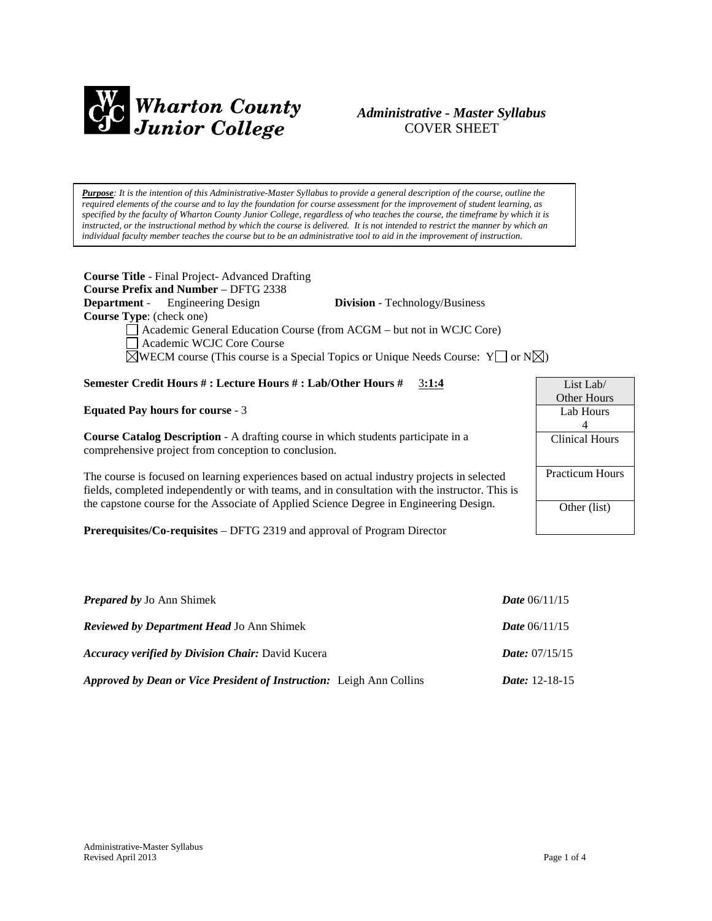# Wharton County Junior College

*Administrative - Master Syllabus*
COVER SHEET

***Purpose**: It is the intention of this Administrative-Master Syllabus to provide a general description of the course, outline the required elements of the course and to lay the foundation for course assessment for the improvement of student learning, as specified by the faculty of Wharton County Junior College, regardless of who teaches the course, the timeframe by which it is instructed, or the instructional method by which the course is delivered. It is not intended to restrict the manner by which an individual faculty member teaches the course but to be an administrative tool to aid in the improvement of instruction.*

**Course Title** - Final Project- Advanced Drafting
**Course Prefix and Number** – DFTG 2338
**Department** - Engineering Design **Division** - Technology/Business
**Course Type**: (check one)

- ☐ Academic General Education Course (from ACGM – but not in WCJC Core)
- ☐ Academic WCJC Core Course
- ☒ WECM course (This course is a Special Topics or Unique Needs Course: Y☐ or N☒)

**Semester Credit Hours # : Lecture Hours # : Lab/Other Hours #** 3**:1:4**

**Equated Pay hours for course** - 3

**Course Catalog Description** - A drafting course in which students participate in a comprehensive project from conception to conclusion.

The course is focused on learning experiences based on actual industry projects in selected fields, completed independently or with teams, and in consultation with the instructor. This is the capstone course for the Associate of Applied Science Degree in Engineering Design.

**Prerequisites/Co-requisites** – DFTG 2319 and approval of Program Director

| List Lab/ Other Hours |
|---|
| Lab Hours 4 |
| Clinical Hours |
| Practicum Hours |
| Other (list) |

***Prepared by*** Jo Ann Shimek ***Date*** 06/11/15

***Reviewed by Department Head*** Jo Ann Shimek ***Date*** 06/11/15

***Accuracy verified by Division Chair:*** David Kucera ***Date:*** 07/15/15

***Approved by Dean or Vice President of Instruction:*** Leigh Ann Collins ***Date:*** 12-18-15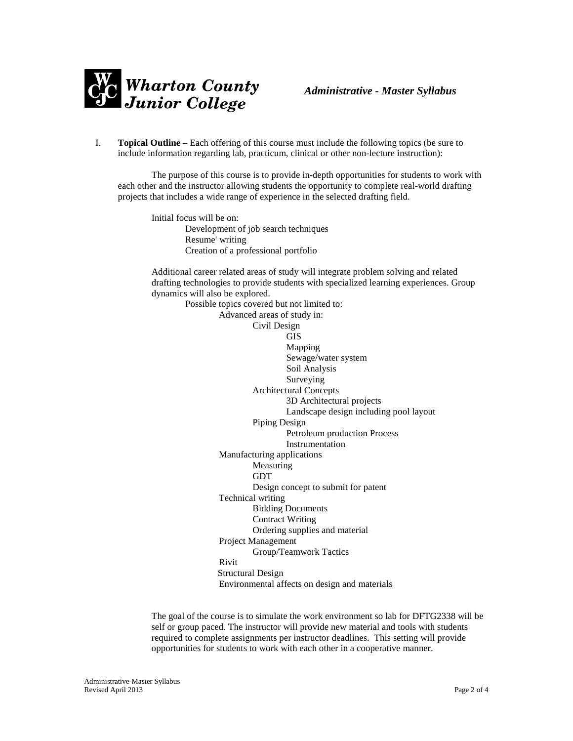I. **Topical Outline** – Each offering of this course must include the following topics (be sure to include information regarding lab, practicum, clinical or other non-lecture instruction):

The purpose of this course is to provide in-depth opportunities for students to work with each other and the instructor allowing students the opportunity to complete real-world drafting projects that includes a wide range of experience in the selected drafting field.

Initial focus will be on:

- Development of job search techniques
- Resume' writing
- Creation of a professional portfolio

Additional career related areas of study will integrate problem solving and related drafting technologies to provide students with specialized learning experiences. Group dynamics will also be explored.

- Possible topics covered but not limited to:
  - Advanced areas of study in:
    - Civil Design
      - GIS
      - Mapping
      - Sewage/water system
      - Soil Analysis
      - Surveying
    - Architectural Concepts
      - 3D Architectural projects
      - Landscape design including pool layout
    - Piping Design
      - Petroleum production Process
      - Instrumentation
  - Manufacturing applications
    - Measuring
    - GDT
    - Design concept to submit for patent
  - Technical writing
    - Bidding Documents
    - Contract Writing
    - Ordering supplies and material
  - Project Management
    - Group/Teamwork Tactics
  - Rivit
  - Structural Design
  - Environmental affects on design and materials

The goal of the course is to simulate the work environment so lab for DFTG2338 will be self or group paced. The instructor will provide new material and tools with students required to complete assignments per instructor deadlines. This setting will provide opportunities for students to work with each other in a cooperative manner.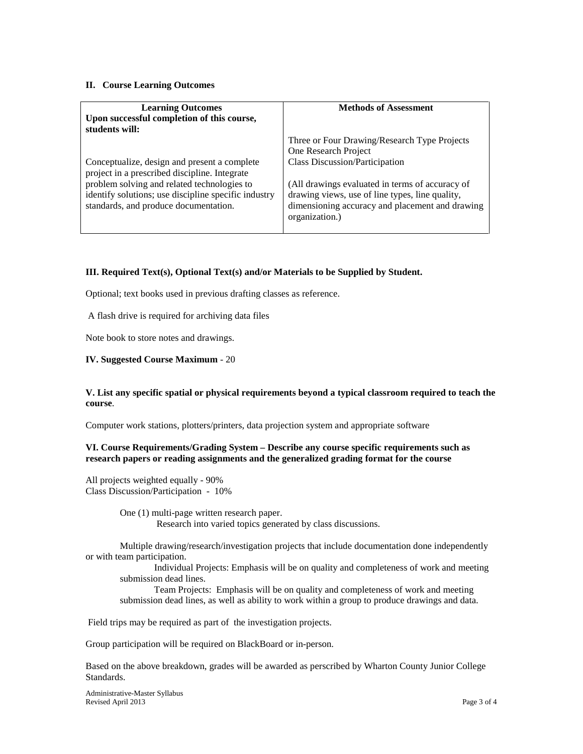## II. Course Learning Outcomes

| Learning Outcomes<br>Upon successful completion of this course, students will: | Methods of Assessment |
|---|---|
| Conceptualize, design and present a complete project in a prescribed discipline. Integrate problem solving and related technologies to identify solutions; use discipline specific industry standards, and produce documentation. | Three or Four Drawing/Research Type Projects<br>One Research Project<br>Class Discussion/Participation<br><br>(All drawings evaluated in terms of accuracy of drawing views, use of line types, line quality, dimensioning accuracy and placement and drawing organization.) |

## III. Required Text(s), Optional Text(s) and/or Materials to be Supplied by Student.

Optional; text books used in previous drafting classes as reference.

A flash drive is required for archiving data files

Note book to store notes and drawings.

**IV. Suggested Course Maximum** - 20

## V. List any specific spatial or physical requirements beyond a typical classroom required to teach the course.

Computer work stations, plotters/printers, data projection system and appropriate software

## VI. Course Requirements/Grading System – Describe any course specific requirements such as research papers or reading assignments and the generalized grading format for the course

All projects weighted equally - 90%
Class Discussion/Participation - 10%

One (1) multi-page written research paper.
Research into varied topics generated by class discussions.

Multiple drawing/research/investigation projects that include documentation done independently or with team participation.

Individual Projects: Emphasis will be on quality and completeness of work and meeting submission dead lines.

Team Projects: Emphasis will be on quality and completeness of work and meeting submission dead lines, as well as ability to work within a group to produce drawings and data.

Field trips may be required as part of the investigation projects.

Group participation will be required on BlackBoard or in-person.

Based on the above breakdown, grades will be awarded as perscribed by Wharton County Junior College Standards.

Administrative-Master Syllabus
Revised April 2013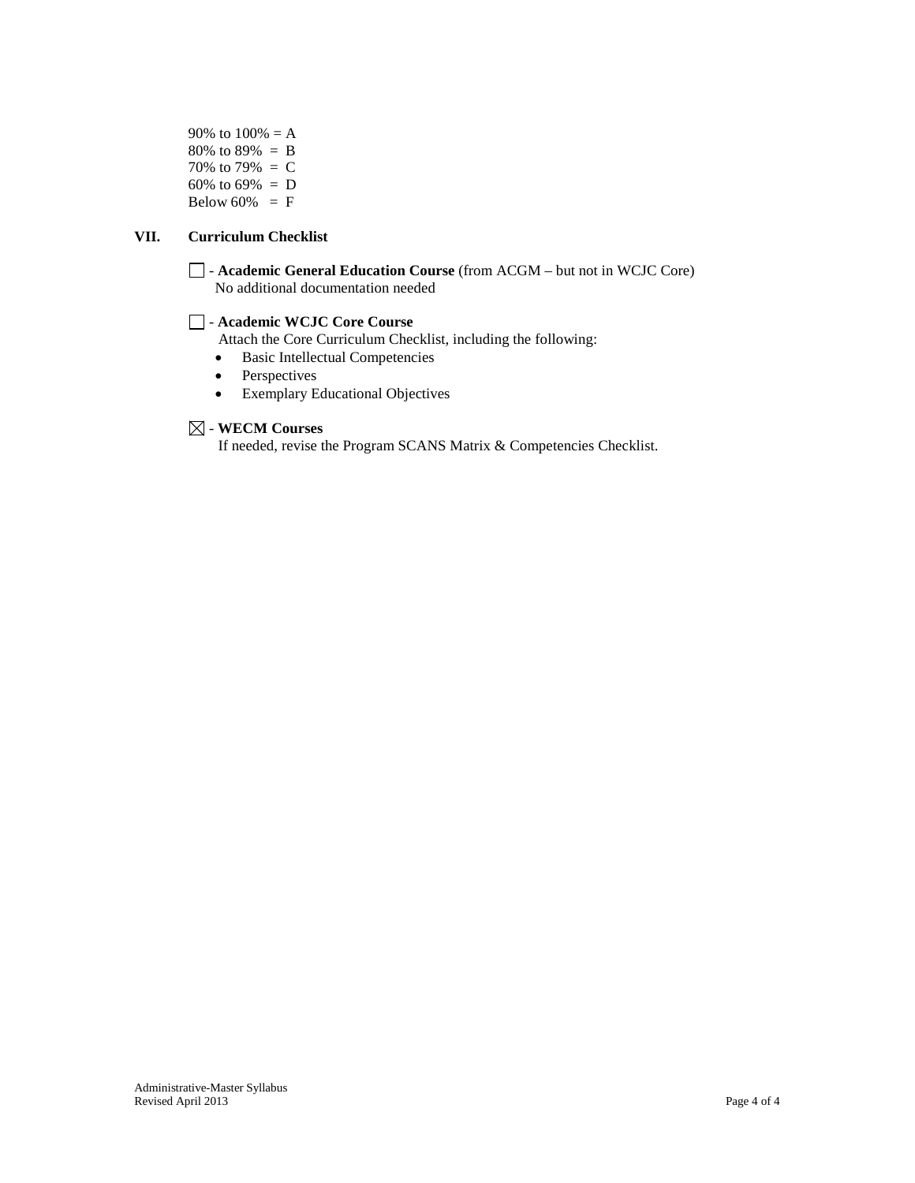90% to 100% = A
80% to 89% = B
70% to 79% = C
60% to 69% = D
Below 60% = F

## VII. Curriculum Checklist

☐ - **Academic General Education Course** (from ACGM – but not in WCJC Core)
No additional documentation needed

☐ - **Academic WCJC Core Course**
Attach the Core Curriculum Checklist, including the following:

- Basic Intellectual Competencies
- Perspectives
- Exemplary Educational Objectives

☒ - **WECM Courses**
If needed, revise the Program SCANS Matrix & Competencies Checklist.

Administrative-Master Syllabus
Revised April 2013